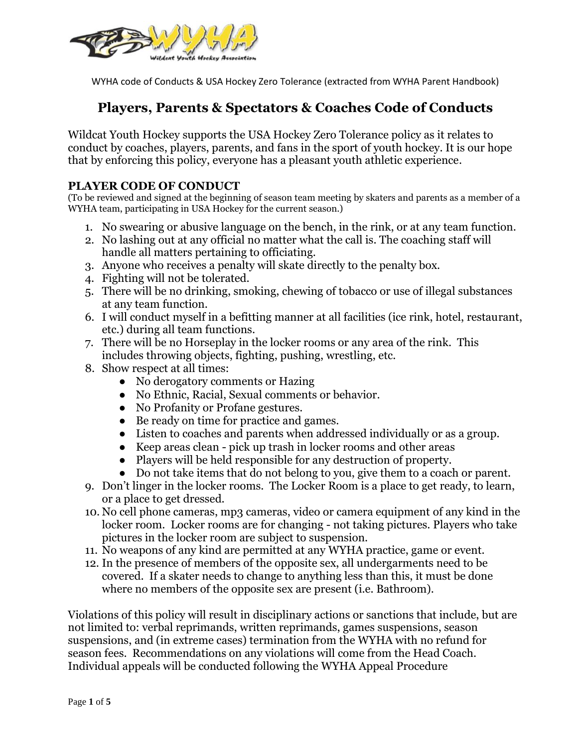WYHA code of Conducts & USA Hockey Zero Tolerance (extracted from WYHA Parent Handbook)

# Players, Parents & Spectators & Coaches Code of Conducts

Wildcat Youth Hockey supports the USA Hockey Zero Tolerance policy as it relates to conduct by coaches, players, parents, and fans in the sport of youth hockey. It is our hope that by enforcing this policy, everyone has a pleasant youth athletic experience.

## PLAYER CODE OF CONDUCT

(To be reviewed and signed at the beginning of season team meeting by skaters and parents as a member of a WYHA team, participating in USA Hockey for the current season.)

1. No swearing or abusive language on the bench, in the rink, or at any team function.
2. No lashing out at any official no matter what the call is. The coaching staff will handle all matters pertaining to officiating.
3. Anyone who receives a penalty will skate directly to the penalty box.
4. Fighting will not be tolerated.
5. There will be no drinking, smoking, chewing of tobacco or use of illegal substances at any team function.
6. I will conduct myself in a befitting manner at all facilities (ice rink, hotel, restaurant, etc.) during all team functions.
7. There will be no Horseplay in the locker rooms or any area of the rink. This includes throwing objects, fighting, pushing, wrestling, etc.
8. Show respect at all times:
   - No derogatory comments or Hazing
   - No Ethnic, Racial, Sexual comments or behavior.
   - No Profanity or Profane gestures.
   - Be ready on time for practice and games.
   - Listen to coaches and parents when addressed individually or as a group.
   - Keep areas clean - pick up trash in locker rooms and other areas
   - Players will be held responsible for any destruction of property.
   - Do not take items that do not belong to you, give them to a coach or parent.
9. Don't linger in the locker rooms. The Locker Room is a place to get ready, to learn, or a place to get dressed.
10. No cell phone cameras, mp3 cameras, video or camera equipment of any kind in the locker room. Locker rooms are for changing - not taking pictures. Players who take pictures in the locker room are subject to suspension.
11. No weapons of any kind are permitted at any WYHA practice, game or event.
12. In the presence of members of the opposite sex, all undergarments need to be covered. If a skater needs to change to anything less than this, it must be done where no members of the opposite sex are present (i.e. Bathroom).

Violations of this policy will result in disciplinary actions or sanctions that include, but are not limited to: verbal reprimands, written reprimands, games suspensions, season suspensions, and (in extreme cases) termination from the WYHA with no refund for season fees. Recommendations on any violations will come from the Head Coach. Individual appeals will be conducted following the WYHA Appeal Procedure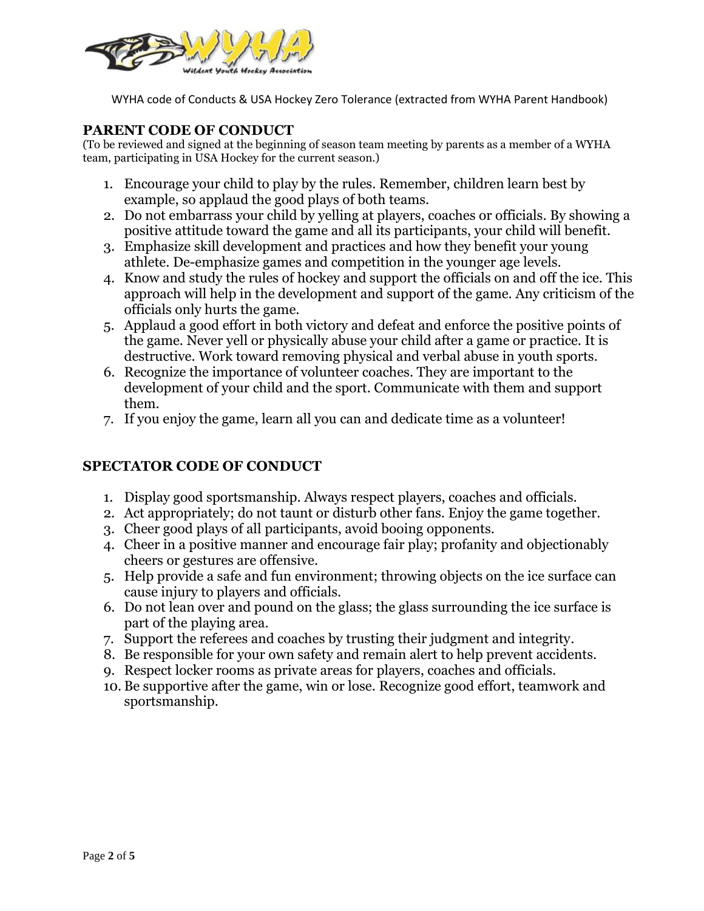WYHA code of Conducts & USA Hockey Zero Tolerance (extracted from WYHA Parent Handbook)

## PARENT CODE OF CONDUCT

(To be reviewed and signed at the beginning of season team meeting by parents as a member of a WYHA team, participating in USA Hockey for the current season.)

1. Encourage your child to play by the rules. Remember, children learn best by example, so applaud the good plays of both teams.
2. Do not embarrass your child by yelling at players, coaches or officials. By showing a positive attitude toward the game and all its participants, your child will benefit.
3. Emphasize skill development and practices and how they benefit your young athlete. De-emphasize games and competition in the younger age levels.
4. Know and study the rules of hockey and support the officials on and off the ice. This approach will help in the development and support of the game. Any criticism of the officials only hurts the game.
5. Applaud a good effort in both victory and defeat and enforce the positive points of the game. Never yell or physically abuse your child after a game or practice. It is destructive. Work toward removing physical and verbal abuse in youth sports.
6. Recognize the importance of volunteer coaches. They are important to the development of your child and the sport. Communicate with them and support them.
7. If you enjoy the game, learn all you can and dedicate time as a volunteer!

## SPECTATOR CODE OF CONDUCT

1. Display good sportsmanship. Always respect players, coaches and officials.
2. Act appropriately; do not taunt or disturb other fans. Enjoy the game together.
3. Cheer good plays of all participants, avoid booing opponents.
4. Cheer in a positive manner and encourage fair play; profanity and objectionably cheers or gestures are offensive.
5. Help provide a safe and fun environment; throwing objects on the ice surface can cause injury to players and officials.
6. Do not lean over and pound on the glass; the glass surrounding the ice surface is part of the playing area.
7. Support the referees and coaches by trusting their judgment and integrity.
8. Be responsible for your own safety and remain alert to help prevent accidents.
9. Respect locker rooms as private areas for players, coaches and officials.
10. Be supportive after the game, win or lose. Recognize good effort, teamwork and sportsmanship.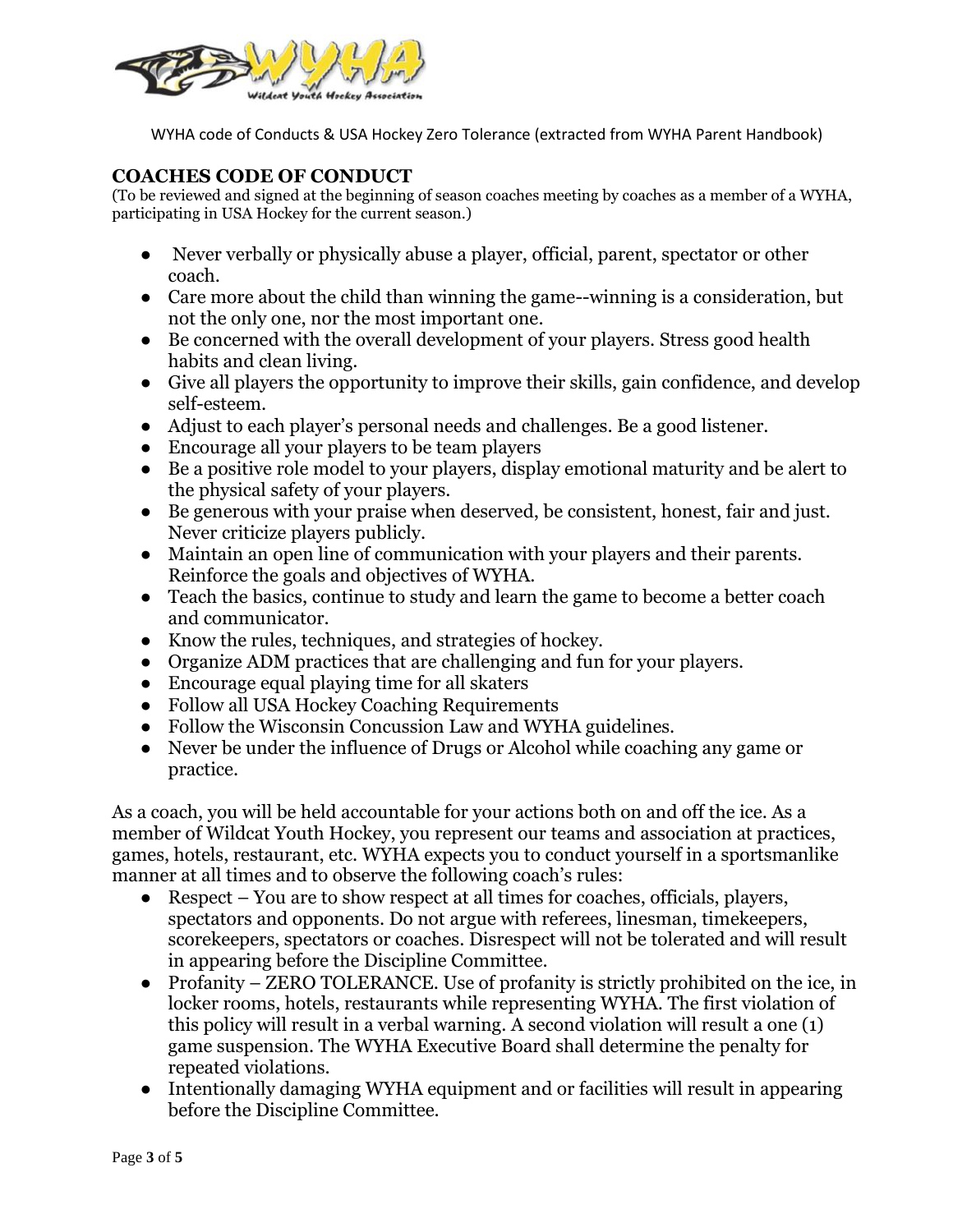WYHA code of Conducts & USA Hockey Zero Tolerance (extracted from WYHA Parent Handbook)

## COACHES CODE OF CONDUCT

(To be reviewed and signed at the beginning of season coaches meeting by coaches as a member of a WYHA, participating in USA Hockey for the current season.)

- Never verbally or physically abuse a player, official, parent, spectator or other coach.
- Care more about the child than winning the game--winning is a consideration, but not the only one, nor the most important one.
- Be concerned with the overall development of your players. Stress good health habits and clean living.
- Give all players the opportunity to improve their skills, gain confidence, and develop self-esteem.
- Adjust to each player's personal needs and challenges. Be a good listener.
- Encourage all your players to be team players
- Be a positive role model to your players, display emotional maturity and be alert to the physical safety of your players.
- Be generous with your praise when deserved, be consistent, honest, fair and just. Never criticize players publicly.
- Maintain an open line of communication with your players and their parents. Reinforce the goals and objectives of WYHA.
- Teach the basics, continue to study and learn the game to become a better coach and communicator.
- Know the rules, techniques, and strategies of hockey.
- Organize ADM practices that are challenging and fun for your players.
- Encourage equal playing time for all skaters
- Follow all USA Hockey Coaching Requirements
- Follow the Wisconsin Concussion Law and WYHA guidelines.
- Never be under the influence of Drugs or Alcohol while coaching any game or practice.

As a coach, you will be held accountable for your actions both on and off the ice. As a member of Wildcat Youth Hockey, you represent our teams and association at practices, games, hotels, restaurant, etc. WYHA expects you to conduct yourself in a sportsmanlike manner at all times and to observe the following coach's rules:

- Respect – You are to show respect at all times for coaches, officials, players, spectators and opponents. Do not argue with referees, linesman, timekeepers, scorekeepers, spectators or coaches. Disrespect will not be tolerated and will result in appearing before the Discipline Committee.
- Profanity – ZERO TOLERANCE. Use of profanity is strictly prohibited on the ice, in locker rooms, hotels, restaurants while representing WYHA. The first violation of this policy will result in a verbal warning. A second violation will result a one (1) game suspension. The WYHA Executive Board shall determine the penalty for repeated violations.
- Intentionally damaging WYHA equipment and or facilities will result in appearing before the Discipline Committee.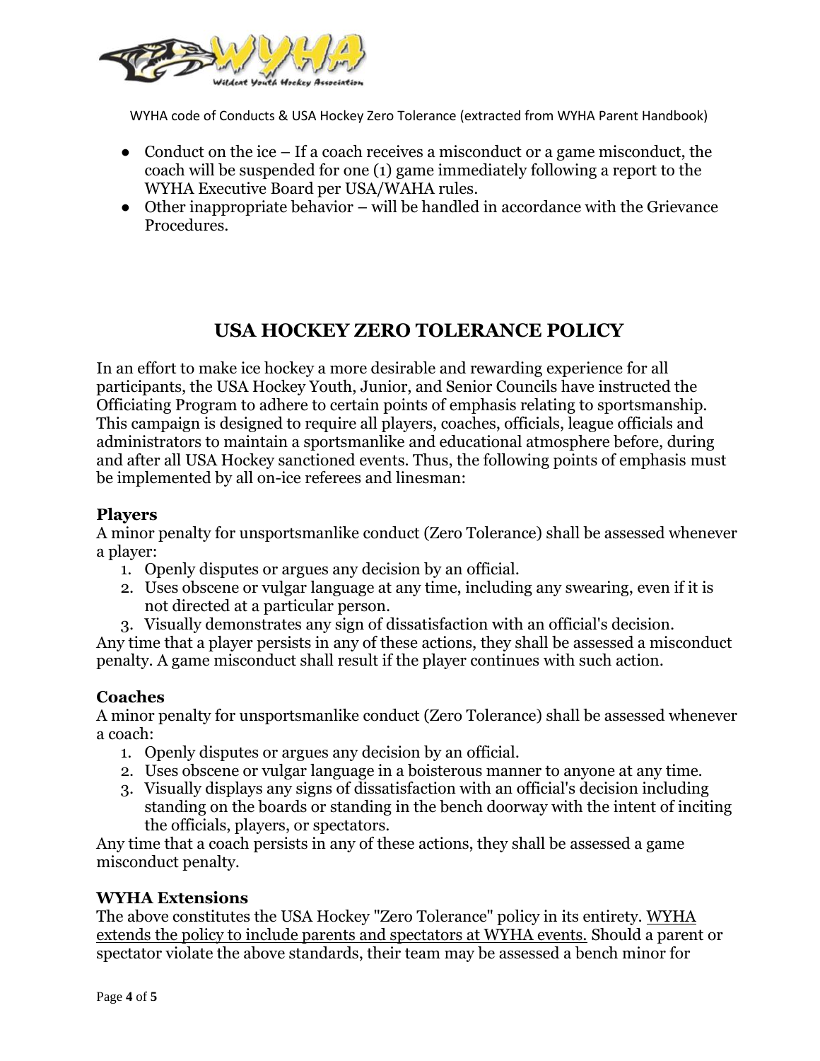- Conduct on the ice – If a coach receives a misconduct or a game misconduct, the coach will be suspended for one (1) game immediately following a report to the WYHA Executive Board per USA/WAHA rules.
- Other inappropriate behavior – will be handled in accordance with the Grievance Procedures.

## USA HOCKEY ZERO TOLERANCE POLICY

In an effort to make ice hockey a more desirable and rewarding experience for all participants, the USA Hockey Youth, Junior, and Senior Councils have instructed the Officiating Program to adhere to certain points of emphasis relating to sportsmanship. This campaign is designed to require all players, coaches, officials, league officials and administrators to maintain a sportsmanlike and educational atmosphere before, during and after all USA Hockey sanctioned events. Thus, the following points of emphasis must be implemented by all on-ice referees and linesman:

### Players

A minor penalty for unsportsmanlike conduct (Zero Tolerance) shall be assessed whenever a player:

1. Openly disputes or argues any decision by an official.
2. Uses obscene or vulgar language at any time, including any swearing, even if it is not directed at a particular person.
3. Visually demonstrates any sign of dissatisfaction with an official's decision.

Any time that a player persists in any of these actions, they shall be assessed a misconduct penalty. A game misconduct shall result if the player continues with such action.

### Coaches

A minor penalty for unsportsmanlike conduct (Zero Tolerance) shall be assessed whenever a coach:

1. Openly disputes or argues any decision by an official.
2. Uses obscene or vulgar language in a boisterous manner to anyone at any time.
3. Visually displays any signs of dissatisfaction with an official's decision including standing on the boards or standing in the bench doorway with the intent of inciting the officials, players, or spectators.

Any time that a coach persists in any of these actions, they shall be assessed a game misconduct penalty.

### WYHA Extensions

The above constitutes the USA Hockey "Zero Tolerance" policy in its entirety. <u>WYHA extends the policy to include parents and spectators at WYHA events.</u> Should a parent or spectator violate the above standards, their team may be assessed a bench minor for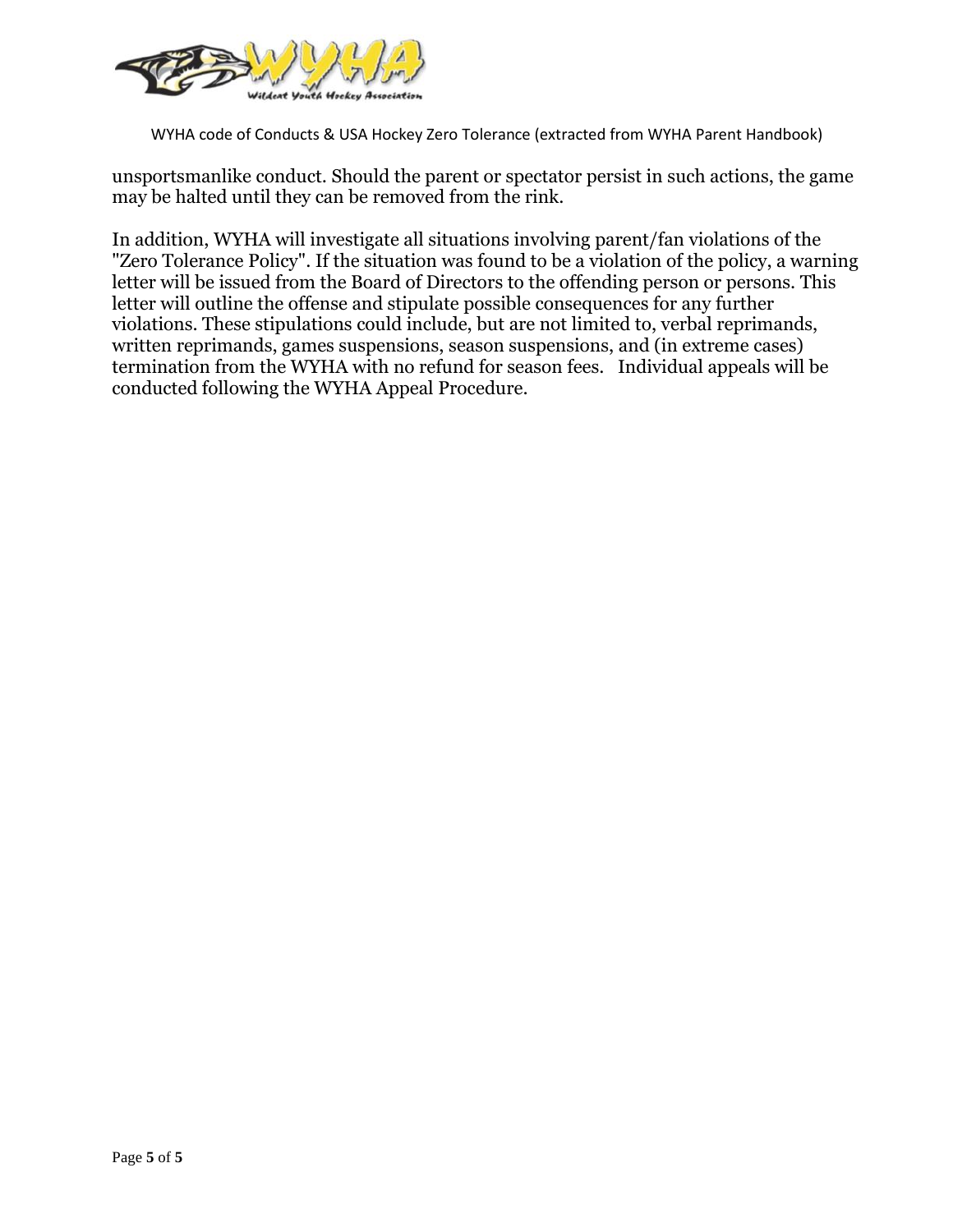unsportsmanlike conduct. Should the parent or spectator persist in such actions, the game may be halted until they can be removed from the rink.

In addition, WYHA will investigate all situations involving parent/fan violations of the "Zero Tolerance Policy". If the situation was found to be a violation of the policy, a warning letter will be issued from the Board of Directors to the offending person or persons. This letter will outline the offense and stipulate possible consequences for any further violations. These stipulations could include, but are not limited to, verbal reprimands, written reprimands, games suspensions, season suspensions, and (in extreme cases) termination from the WYHA with no refund for season fees. Individual appeals will be conducted following the WYHA Appeal Procedure.